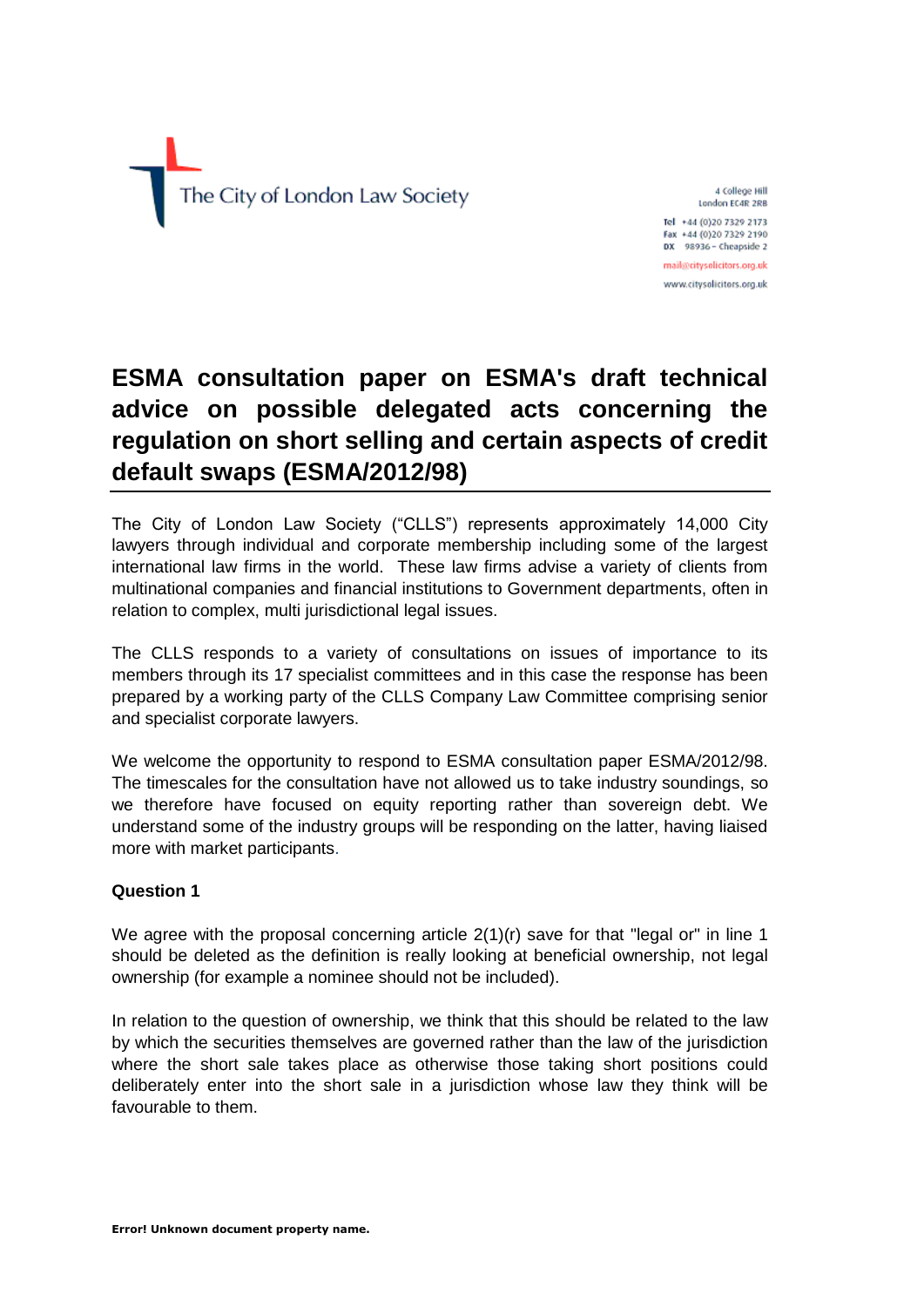The City of London Law Society

4 College Hill
London EC4R 2RB

Tel +44 (0)20 7329 2173
Fax +44 (0)20 7329 2190
DX 98936 – Cheapside 2

mail@citysolicitors.org.uk

www.citysolicitors.org.uk

# ESMA consultation paper on ESMA's draft technical advice on possible delegated acts concerning the regulation on short selling and certain aspects of credit default swaps (ESMA/2012/98)

The City of London Law Society ("CLLS") represents approximately 14,000 City lawyers through individual and corporate membership including some of the largest international law firms in the world. These law firms advise a variety of clients from multinational companies and financial institutions to Government departments, often in relation to complex, multi jurisdictional legal issues.

The CLLS responds to a variety of consultations on issues of importance to its members through its 17 specialist committees and in this case the response has been prepared by a working party of the CLLS Company Law Committee comprising senior and specialist corporate lawyers.

We welcome the opportunity to respond to ESMA consultation paper ESMA/2012/98. The timescales for the consultation have not allowed us to take industry soundings, so we therefore have focused on equity reporting rather than sovereign debt. We understand some of the industry groups will be responding on the latter, having liaised more with market participants.

**Question 1**

We agree with the proposal concerning article 2(1)(r) save for that "legal or" in line 1 should be deleted as the definition is really looking at beneficial ownership, not legal ownership (for example a nominee should not be included).

In relation to the question of ownership, we think that this should be related to the law by which the securities themselves are governed rather than the law of the jurisdiction where the short sale takes place as otherwise those taking short positions could deliberately enter into the short sale in a jurisdiction whose law they think will be favourable to them.

**Error! Unknown document property name.**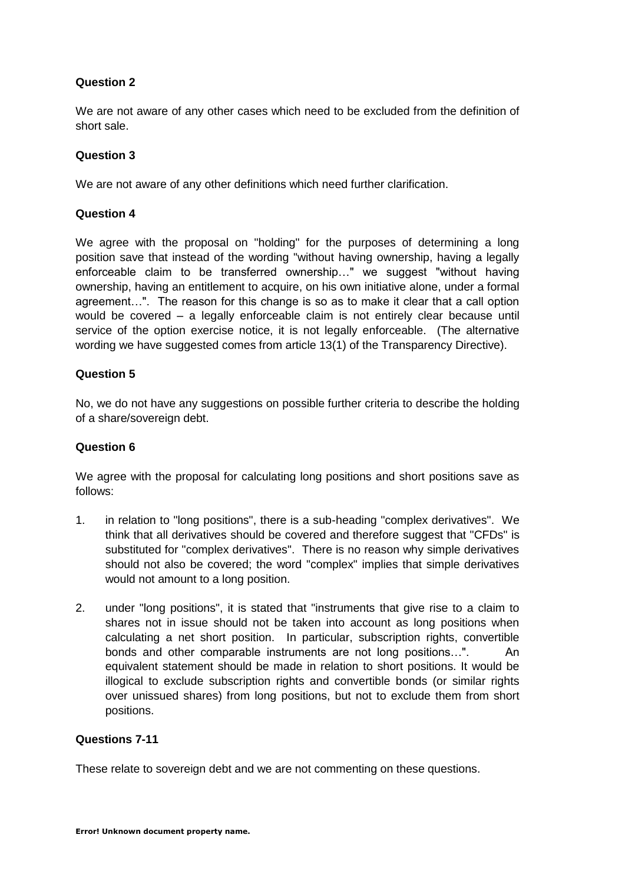**Question 2**

We are not aware of any other cases which need to be excluded from the definition of short sale.

**Question 3**

We are not aware of any other definitions which need further clarification.

**Question 4**

We agree with the proposal on "holding" for the purposes of determining a long position save that instead of the wording "without having ownership, having a legally enforceable claim to be transferred ownership…" we suggest "without having ownership, having an entitlement to acquire, on his own initiative alone, under a formal agreement…". The reason for this change is so as to make it clear that a call option would be covered – a legally enforceable claim is not entirely clear because until service of the option exercise notice, it is not legally enforceable. (The alternative wording we have suggested comes from article 13(1) of the Transparency Directive).

**Question 5**

No, we do not have any suggestions on possible further criteria to describe the holding of a share/sovereign debt.

**Question 6**

We agree with the proposal for calculating long positions and short positions save as follows:

1. in relation to "long positions", there is a sub-heading "complex derivatives". We think that all derivatives should be covered and therefore suggest that "CFDs" is substituted for "complex derivatives". There is no reason why simple derivatives should not also be covered; the word "complex" implies that simple derivatives would not amount to a long position.

2. under "long positions", it is stated that "instruments that give rise to a claim to shares not in issue should not be taken into account as long positions when calculating a net short position. In particular, subscription rights, convertible bonds and other comparable instruments are not long positions…". An equivalent statement should be made in relation to short positions. It would be illogical to exclude subscription rights and convertible bonds (or similar rights over unissued shares) from long positions, but not to exclude them from short positions.

**Questions 7-11**

These relate to sovereign debt and we are not commenting on these questions.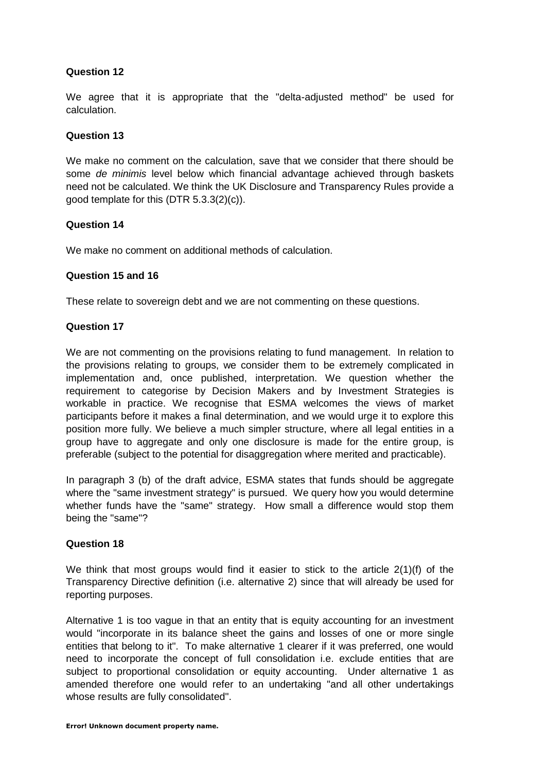**Question 12**

We agree that it is appropriate that the "delta-adjusted method" be used for calculation.

**Question 13**

We make no comment on the calculation, save that we consider that there should be some *de minimis* level below which financial advantage achieved through baskets need not be calculated. We think the UK Disclosure and Transparency Rules provide a good template for this (DTR 5.3.3(2)(c)).

**Question 14**

We make no comment on additional methods of calculation.

**Question 15 and 16**

These relate to sovereign debt and we are not commenting on these questions.

**Question 17**

We are not commenting on the provisions relating to fund management. In relation to the provisions relating to groups, we consider them to be extremely complicated in implementation and, once published, interpretation. We question whether the requirement to categorise by Decision Makers and by Investment Strategies is workable in practice. We recognise that ESMA welcomes the views of market participants before it makes a final determination, and we would urge it to explore this position more fully. We believe a much simpler structure, where all legal entities in a group have to aggregate and only one disclosure is made for the entire group, is preferable (subject to the potential for disaggregation where merited and practicable).

In paragraph 3 (b) of the draft advice, ESMA states that funds should be aggregate where the "same investment strategy" is pursued. We query how you would determine whether funds have the "same" strategy. How small a difference would stop them being the "same"?

**Question 18**

We think that most groups would find it easier to stick to the article 2(1)(f) of the Transparency Directive definition (i.e. alternative 2) since that will already be used for reporting purposes.

Alternative 1 is too vague in that an entity that is equity accounting for an investment would "incorporate in its balance sheet the gains and losses of one or more single entities that belong to it". To make alternative 1 clearer if it was preferred, one would need to incorporate the concept of full consolidation i.e. exclude entities that are subject to proportional consolidation or equity accounting. Under alternative 1 as amended therefore one would refer to an undertaking "and all other undertakings whose results are fully consolidated".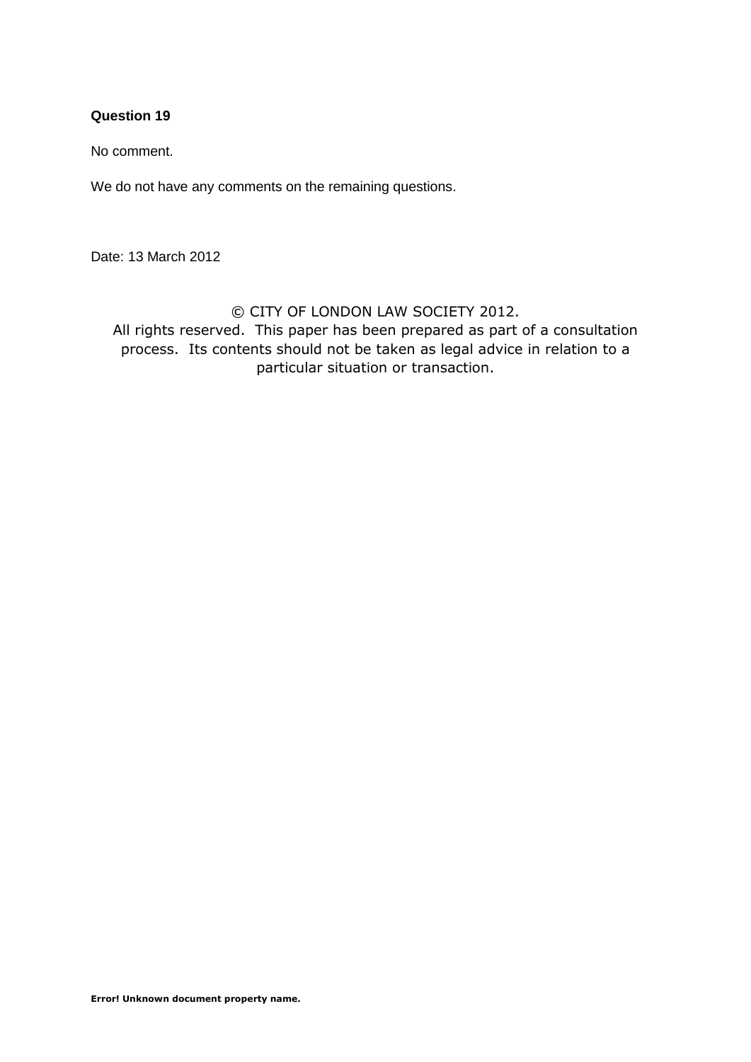**Question 19**

No comment.

We do not have any comments on the remaining questions.

Date: 13 March 2012

© CITY OF LONDON LAW SOCIETY 2012.
All rights reserved. This paper has been prepared as part of a consultation process. Its contents should not be taken as legal advice in relation to a particular situation or transaction.